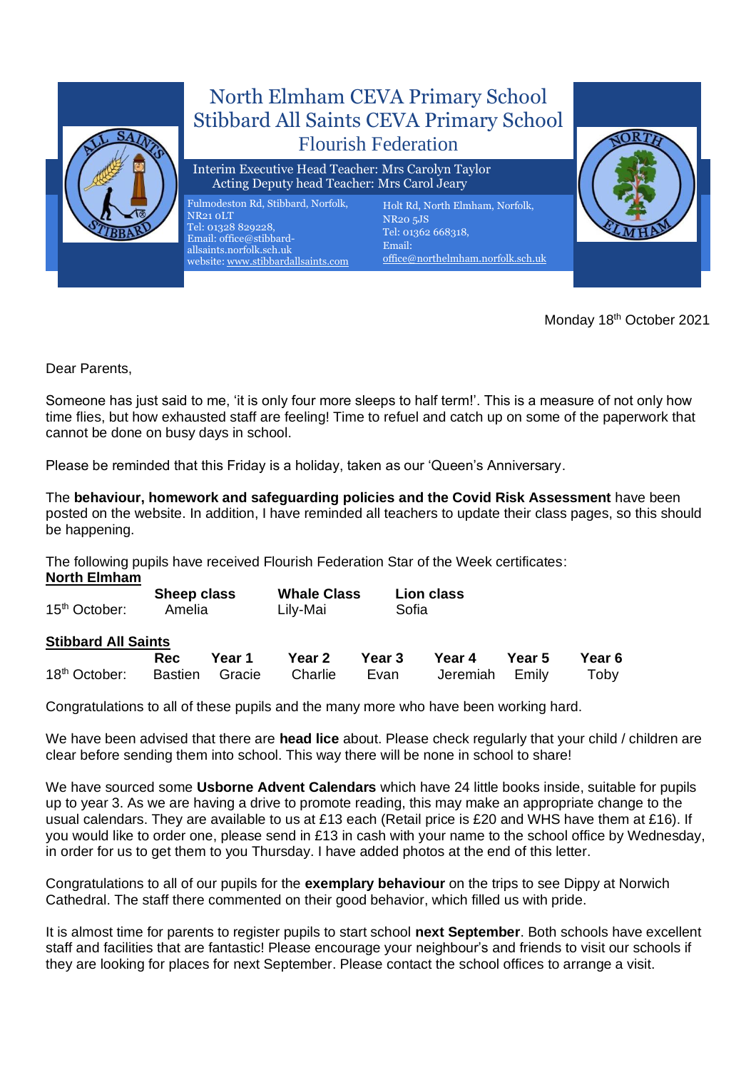# North Elmham CEVA Primary School
# Stibbard All Saints CEVA Primary School
## Flourish Federation

Interim Executive Head Teacher: Mrs Carolyn Taylor
Acting Deputy head Teacher: Mrs Carol Jeary

Fulmodeston Rd, Stibbard, Norfolk, NR21 0LT
Tel: 01328 829228,
Email: office@stibbard-allsaints.norfolk.sch.uk
website: www.stibbardallsaints.com

Holt Rd, North Elmham, Norfolk, NR20 5JS
Tel: 01362 668318,
Email: office@northelmham.norfolk.sch.uk

Monday 18th October 2021

Dear Parents,

Someone has just said to me, 'it is only four more sleeps to half term!'. This is a measure of not only how time flies, but how exhausted staff are feeling! Time to refuel and catch up on some of the paperwork that cannot be done on busy days in school.

Please be reminded that this Friday is a holiday, taken as our 'Queen's Anniversary.

The **behaviour, homework and safeguarding policies and the Covid Risk Assessment** have been posted on the website. In addition, I have reminded all teachers to update their class pages, so this should be happening.

The following pupils have received Flourish Federation Star of the Week certificates:

**North Elmham**

| | **Sheep class** | **Whale Class** | **Lion class** |
|---|---|---|---|
| 15th October: | Amelia | Lily-Mai | Sofia |

**Stibbard All Saints**

| | **Rec** | **Year 1** | **Year 2** | **Year 3** | **Year 4** | **Year 5** | **Year 6** |
|---|---|---|---|---|---|---|---|
| 18th October: | Bastien | Gracie | Charlie | Evan | Jeremiah | Emily | Toby |

Congratulations to all of these pupils and the many more who have been working hard.

We have been advised that there are **head lice** about. Please check regularly that your child / children are clear before sending them into school. This way there will be none in school to share!

We have sourced some **Usborne Advent Calendars** which have 24 little books inside, suitable for pupils up to year 3. As we are having a drive to promote reading, this may make an appropriate change to the usual calendars. They are available to us at £13 each (Retail price is £20 and WHS have them at £16). If you would like to order one, please send in £13 in cash with your name to the school office by Wednesday, in order for us to get them to you Thursday. I have added photos at the end of this letter.

Congratulations to all of our pupils for the **exemplary behaviour** on the trips to see Dippy at Norwich Cathedral. The staff there commented on their good behavior, which filled us with pride.

It is almost time for parents to register pupils to start school **next September**. Both schools have excellent staff and facilities that are fantastic! Please encourage your neighbour's and friends to visit our schools if they are looking for places for next September. Please contact the school offices to arrange a visit.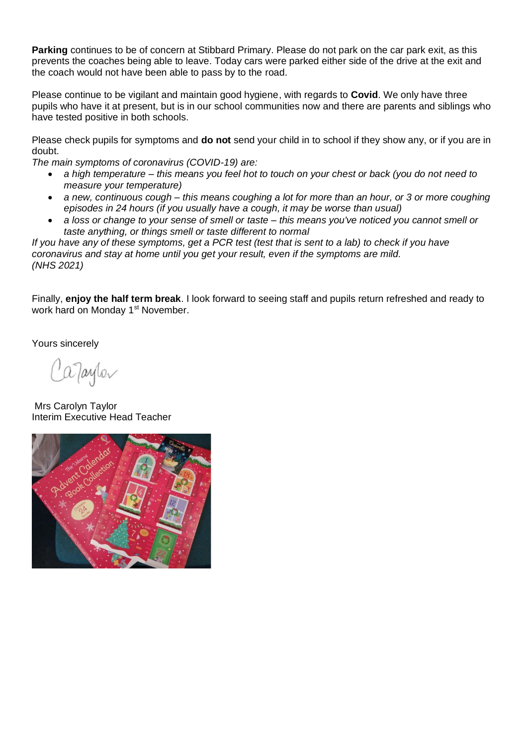**Parking** continues to be of concern at Stibbard Primary. Please do not park on the car park exit, as this prevents the coaches being able to leave. Today cars were parked either side of the drive at the exit and the coach would not have been able to pass by to the road.

Please continue to be vigilant and maintain good hygiene, with regards to **Covid**. We only have three pupils who have it at present, but is in our school communities now and there are parents and siblings who have tested positive in both schools.

Please check pupils for symptoms and **do not** send your child in to school if they show any, or if you are in doubt.

*The main symptoms of coronavirus (COVID-19) are:*

- *a high temperature – this means you feel hot to touch on your chest or back (you do not need to measure your temperature)*
- *a new, continuous cough – this means coughing a lot for more than an hour, or 3 or more coughing episodes in 24 hours (if you usually have a cough, it may be worse than usual)*
- *a loss or change to your sense of smell or taste – this means you've noticed you cannot smell or taste anything, or things smell or taste different to normal*

*If you have any of these symptoms, get a PCR test (test that is sent to a lab) to check if you have coronavirus and stay at home until you get your result, even if the symptoms are mild.*
*(NHS 2021)*

Finally, **enjoy the half term break**. I look forward to seeing staff and pupils return refreshed and ready to work hard on Monday 1st November.

Yours sincerely

Mrs Carolyn Taylor
Interim Executive Head Teacher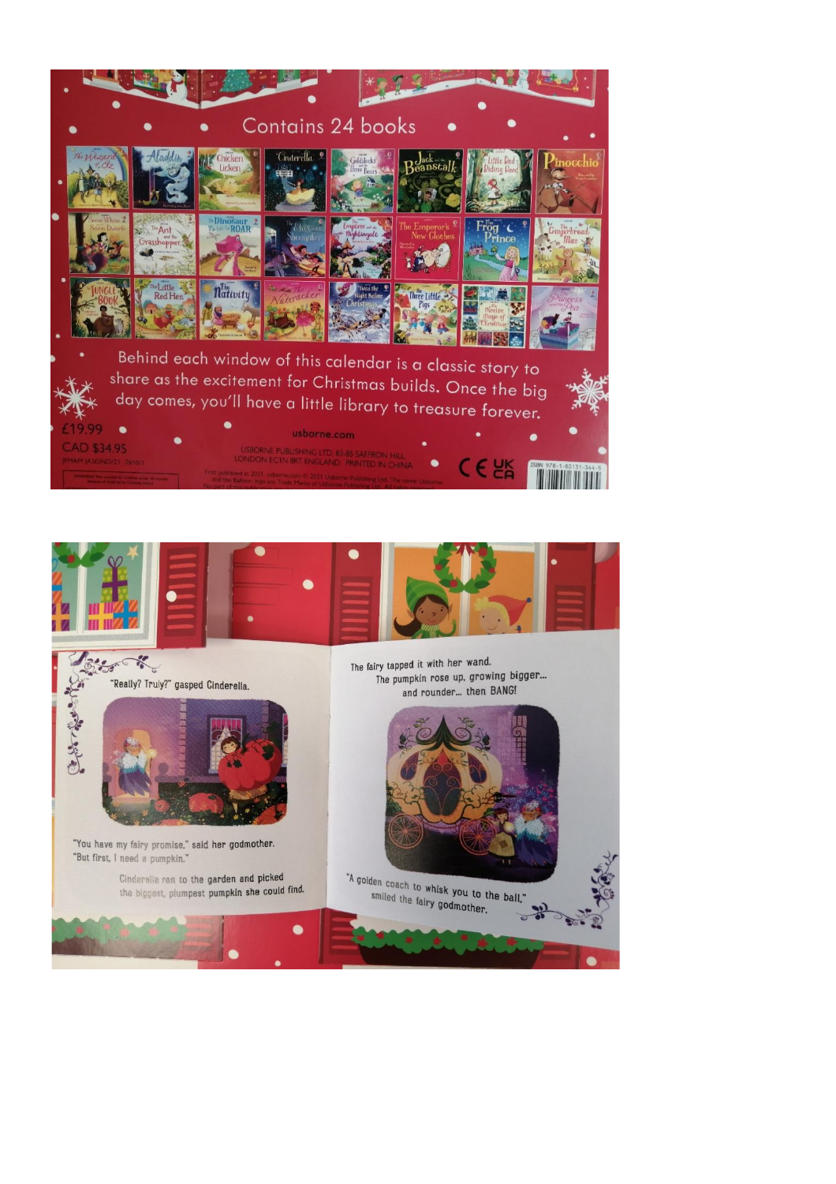Contains 24 books

Behind each window of this calendar is a classic story to share as the excitement for Christmas builds. Once the big day comes, you'll have a little library to treasure forever.

£19.99

CAD $34.95

usborne.com

USBORNE PUBLISHING LTD, 83-85 SAFFRON HILL, LONDON EC1N 8RT ENGLAND. PRINTED IN CHINA

ISBN 978-1-80131-344-5

"Really? Truly?" gasped Cinderella.

"You have my fairy promise," said her godmother. "But first, I need a pumpkin."

Cinderella ran to the garden and picked the biggest, plumpest pumpkin she could find.

The fairy tapped it with her wand. The pumpkin rose up, growing bigger... and rounder... then BANG!

"A golden coach to whisk you to the ball," smiled the fairy godmother.